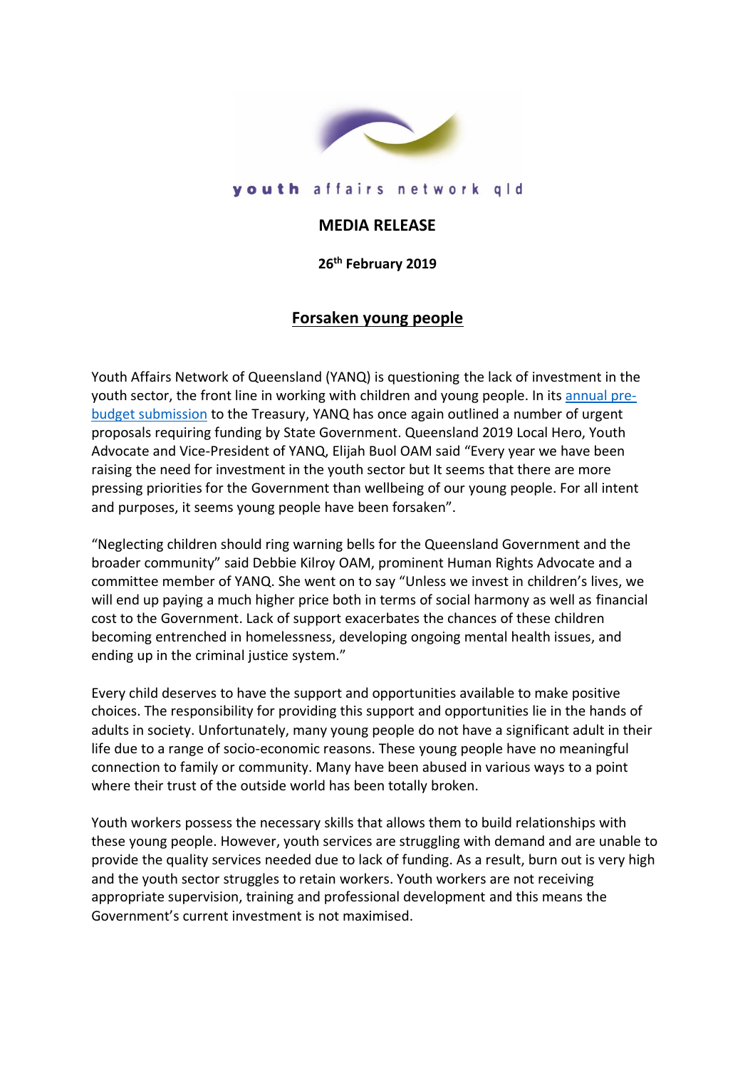youth affairs network qld

**MEDIA RELEASE**

**26th February 2019**

## Forsaken young people

Youth Affairs Network of Queensland (YANQ) is questioning the lack of investment in the youth sector, the front line in working with children and young people. In its annual pre-budget submission to the Treasury, YANQ has once again outlined a number of urgent proposals requiring funding by State Government. Queensland 2019 Local Hero, Youth Advocate and Vice-President of YANQ, Elijah Buol OAM said "Every year we have been raising the need for investment in the youth sector but It seems that there are more pressing priorities for the Government than wellbeing of our young people. For all intent and purposes, it seems young people have been forsaken".

"Neglecting children should ring warning bells for the Queensland Government and the broader community" said Debbie Kilroy OAM, prominent Human Rights Advocate and a committee member of YANQ. She went on to say "Unless we invest in children's lives, we will end up paying a much higher price both in terms of social harmony as well as financial cost to the Government. Lack of support exacerbates the chances of these children becoming entrenched in homelessness, developing ongoing mental health issues, and ending up in the criminal justice system."

Every child deserves to have the support and opportunities available to make positive choices. The responsibility for providing this support and opportunities lie in the hands of adults in society. Unfortunately, many young people do not have a significant adult in their life due to a range of socio-economic reasons. These young people have no meaningful connection to family or community. Many have been abused in various ways to a point where their trust of the outside world has been totally broken.

Youth workers possess the necessary skills that allows them to build relationships with these young people. However, youth services are struggling with demand and are unable to provide the quality services needed due to lack of funding. As a result, burn out is very high and the youth sector struggles to retain workers. Youth workers are not receiving appropriate supervision, training and professional development and this means the Government's current investment is not maximised.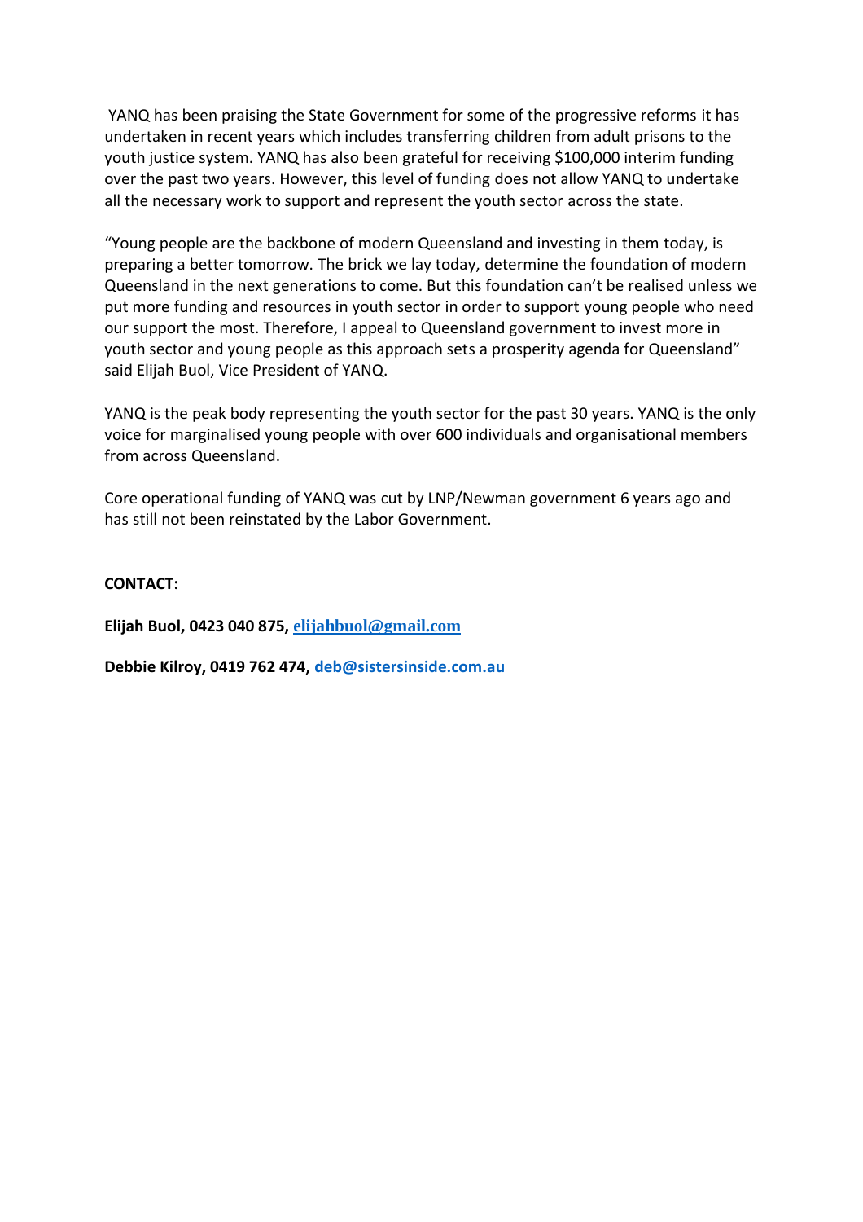YANQ has been praising the State Government for some of the progressive reforms it has undertaken in recent years which includes transferring children from adult prisons to the youth justice system. YANQ has also been grateful for receiving $100,000 interim funding over the past two years. However, this level of funding does not allow YANQ to undertake all the necessary work to support and represent the youth sector across the state.

"Young people are the backbone of modern Queensland and investing in them today, is preparing a better tomorrow. The brick we lay today, determine the foundation of modern Queensland in the next generations to come. But this foundation can't be realised unless we put more funding and resources in youth sector in order to support young people who need our support the most. Therefore, I appeal to Queensland government to invest more in youth sector and young people as this approach sets a prosperity agenda for Queensland" said Elijah Buol, Vice President of YANQ.

YANQ is the peak body representing the youth sector for the past 30 years. YANQ is the only voice for marginalised young people with over 600 individuals and organisational members from across Queensland.

Core operational funding of YANQ was cut by LNP/Newman government 6 years ago and has still not been reinstated by the Labor Government.

**CONTACT:**

**Elijah Buol, 0423 040 875, elijahbuol@gmail.com**

**Debbie Kilroy, 0419 762 474, deb@sistersinside.com.au**